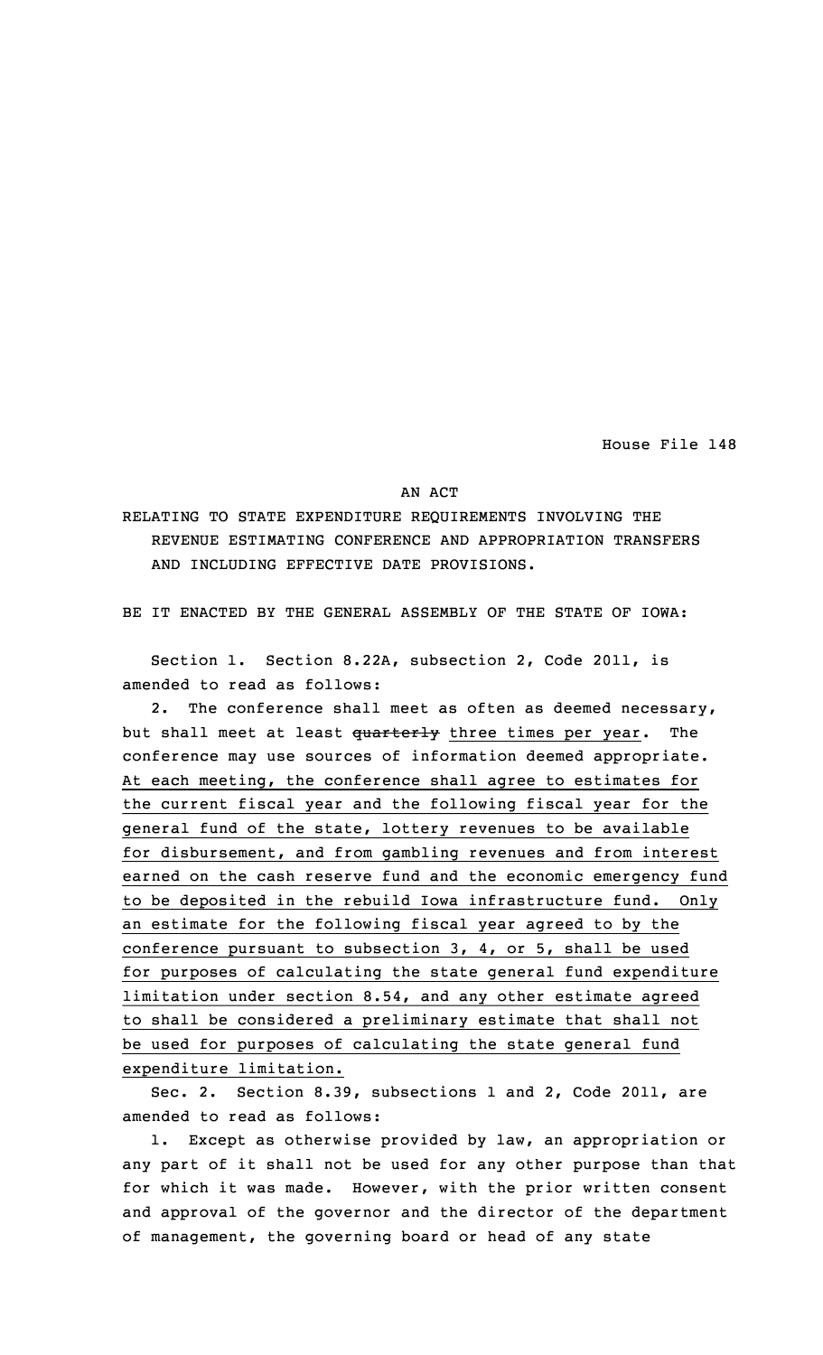House File 148

AN ACT

RELATING TO STATE EXPENDITURE REQUIREMENTS INVOLVING THE REVENUE ESTIMATING CONFERENCE AND APPROPRIATION TRANSFERS AND INCLUDING EFFECTIVE DATE PROVISIONS.

BE IT ENACTED BY THE GENERAL ASSEMBLY OF THE STATE OF IOWA:

Section 1. Section 8.22A, subsection 2, Code 2011, is amended to read as follows:

2. The conference shall meet as often as deemed necessary, but shall meet at least ~~quarterly~~ three times per year. The conference may use sources of information deemed appropriate. At each meeting, the conference shall agree to estimates for the current fiscal year and the following fiscal year for the general fund of the state, lottery revenues to be available for disbursement, and from gambling revenues and from interest earned on the cash reserve fund and the economic emergency fund to be deposited in the rebuild Iowa infrastructure fund. Only an estimate for the following fiscal year agreed to by the conference pursuant to subsection 3, 4, or 5, shall be used for purposes of calculating the state general fund expenditure limitation under section 8.54, and any other estimate agreed to shall be considered a preliminary estimate that shall not be used for purposes of calculating the state general fund expenditure limitation.

Sec. 2. Section 8.39, subsections 1 and 2, Code 2011, are amended to read as follows:

1. Except as otherwise provided by law, an appropriation or any part of it shall not be used for any other purpose than that for which it was made. However, with the prior written consent and approval of the governor and the director of the department of management, the governing board or head of any state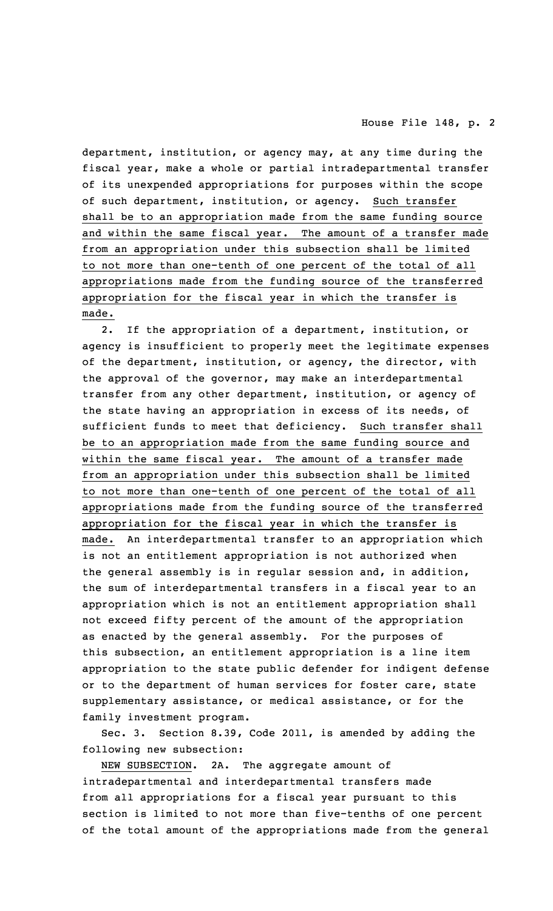department, institution, or agency may, at any time during the fiscal year, make a whole or partial intradepartmental transfer of its unexpended appropriations for purposes within the scope of such department, institution, or agency. Such transfer shall be to an appropriation made from the same funding source and within the same fiscal year. The amount of a transfer made from an appropriation under this subsection shall be limited to not more than one-tenth of one percent of the total of all appropriations made from the funding source of the transferred appropriation for the fiscal year in which the transfer is made.

2. If the appropriation of a department, institution, or agency is insufficient to properly meet the legitimate expenses of the department, institution, or agency, the director, with the approval of the governor, may make an interdepartmental transfer from any other department, institution, or agency of the state having an appropriation in excess of its needs, of sufficient funds to meet that deficiency. Such transfer shall be to an appropriation made from the same funding source and within the same fiscal year. The amount of a transfer made from an appropriation under this subsection shall be limited to not more than one-tenth of one percent of the total of all appropriations made from the funding source of the transferred appropriation for the fiscal year in which the transfer is made. An interdepartmental transfer to an appropriation which is not an entitlement appropriation is not authorized when the general assembly is in regular session and, in addition, the sum of interdepartmental transfers in a fiscal year to an appropriation which is not an entitlement appropriation shall not exceed fifty percent of the amount of the appropriation as enacted by the general assembly. For the purposes of this subsection, an entitlement appropriation is a line item appropriation to the state public defender for indigent defense or to the department of human services for foster care, state supplementary assistance, or medical assistance, or for the family investment program.

Sec. 3. Section 8.39, Code 2011, is amended by adding the following new subsection:

NEW SUBSECTION. 2A. The aggregate amount of intradepartmental and interdepartmental transfers made from all appropriations for a fiscal year pursuant to this section is limited to not more than five-tenths of one percent of the total amount of the appropriations made from the general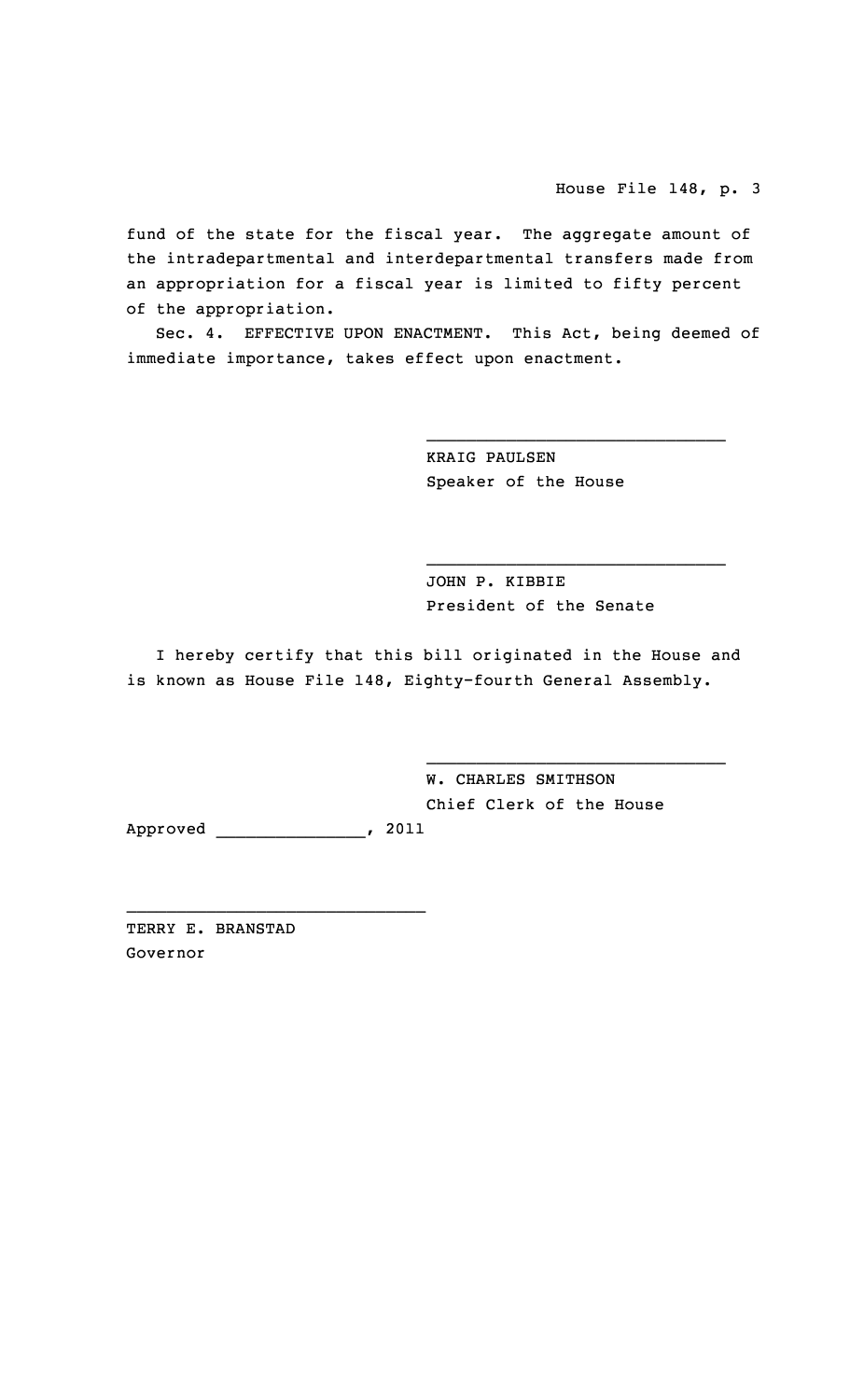fund of the state for the fiscal year. The aggregate amount of the intradepartmental and interdepartmental transfers made from an appropriation for a fiscal year is limited to fifty percent of the appropriation.

Sec. 4. EFFECTIVE UPON ENACTMENT. This Act, being deemed of immediate importance, takes effect upon enactment.

______________________________
KRAIG PAULSEN
Speaker of the House

______________________________
JOHN P. KIBBIE
President of the Senate

I hereby certify that this bill originated in the House and is known as House File 148, Eighty-fourth General Assembly.

______________________________
W. CHARLES SMITHSON
Chief Clerk of the House

Approved _______________, 2011

______________________________
TERRY E. BRANSTAD
Governor